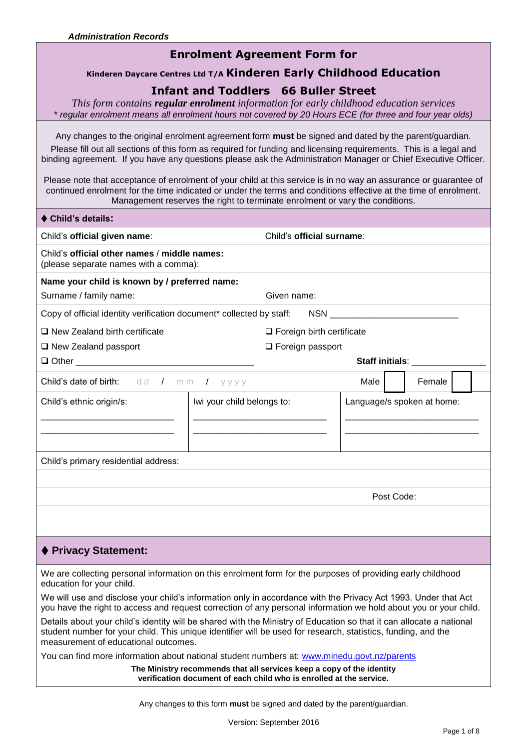*Administration Records*

# Enrolment Agreement Form for

## Kinderen Daycare Centres Ltd T/A Kinderen Early Childhood Education

## Infant and Toddlers 66 Buller Street

*This form contains **regular enrolment** information for early childhood education services*

*\* regular enrolment means all enrolment hours not covered by 20 Hours ECE (for three and four year olds)*

Any changes to the original enrolment agreement form **must** be signed and dated by the parent/guardian.

Please fill out all sections of this form as required for funding and licensing requirements. This is a legal and binding agreement. If you have any questions please ask the Administration Manager or Chief Executive Officer.

Please note that acceptance of enrolment of your child at this service is in no way an assurance or guarantee of continued enrolment for the time indicated or under the terms and conditions effective at the time of enrolment. Management reserves the right to terminate enrolment or vary the conditions.

### ♦ Child's details:

Child's **official given name**: Child's **official surname**:

Child's **official other names** / **middle names:**
(please separate names with a comma):

**Name your child is known by / preferred name:**

Surname / family name: Given name:

Copy of official identity verification document* collected by staff: NSN \_\_\_\_\_\_\_\_\_\_\_\_\_\_\_\_\_\_\_\_\_\_\_\_\_

- ☐ New Zealand birth certificate
- ☐ Foreign birth certificate
- ☐ New Zealand passport
- ☐ Foreign passport
- ☐ Other \_\_\_\_\_\_\_\_\_\_\_\_\_\_\_\_\_\_\_\_\_\_\_\_\_\_\_\_\_\_\_\_\_\_\_

**Staff initials**: \_\_\_\_\_\_\_\_\_\_\_\_\_\_\_

Child's date of birth: dd / mm / yyyy Male ☐ Female ☐

| Child's ethnic origin/s: | Iwi your child belongs to: | Language/s spoken at home: |
|---|---|---|
| \_\_\_\_\_\_\_\_\_\_\_\_\_\_\_\_\_\_\_\_\_\_\_\_\_\_\_ | \_\_\_\_\_\_\_\_\_\_\_\_\_\_\_\_\_\_\_\_\_\_\_\_\_\_\_ | \_\_\_\_\_\_\_\_\_\_\_\_\_\_\_\_\_\_\_\_\_\_\_\_\_\_\_ |
| \_\_\_\_\_\_\_\_\_\_\_\_\_\_\_\_\_\_\_\_\_\_\_\_\_\_\_ | \_\_\_\_\_\_\_\_\_\_\_\_\_\_\_\_\_\_\_\_\_\_\_\_\_\_\_ | \_\_\_\_\_\_\_\_\_\_\_\_\_\_\_\_\_\_\_\_\_\_\_\_\_\_\_ |

Child's primary residential address:

Post Code:

### ♦ Privacy Statement:

We are collecting personal information on this enrolment form for the purposes of providing early childhood education for your child.

We will use and disclose your child's information only in accordance with the Privacy Act 1993. Under that Act you have the right to access and request correction of any personal information we hold about you or your child.

Details about your child's identity will be shared with the Ministry of Education so that it can allocate a national student number for your child. This unique identifier will be used for research, statistics, funding, and the measurement of educational outcomes.

You can find more information about national student numbers at: [www.minedu.govt.nz/parents](http://www.minedu.govt.nz/parents)

**The Ministry recommends that all services keep a copy of the identity verification document of each child who is enrolled at the service.**

Any changes to this form **must** be signed and dated by the parent/guardian.

Version: September 2016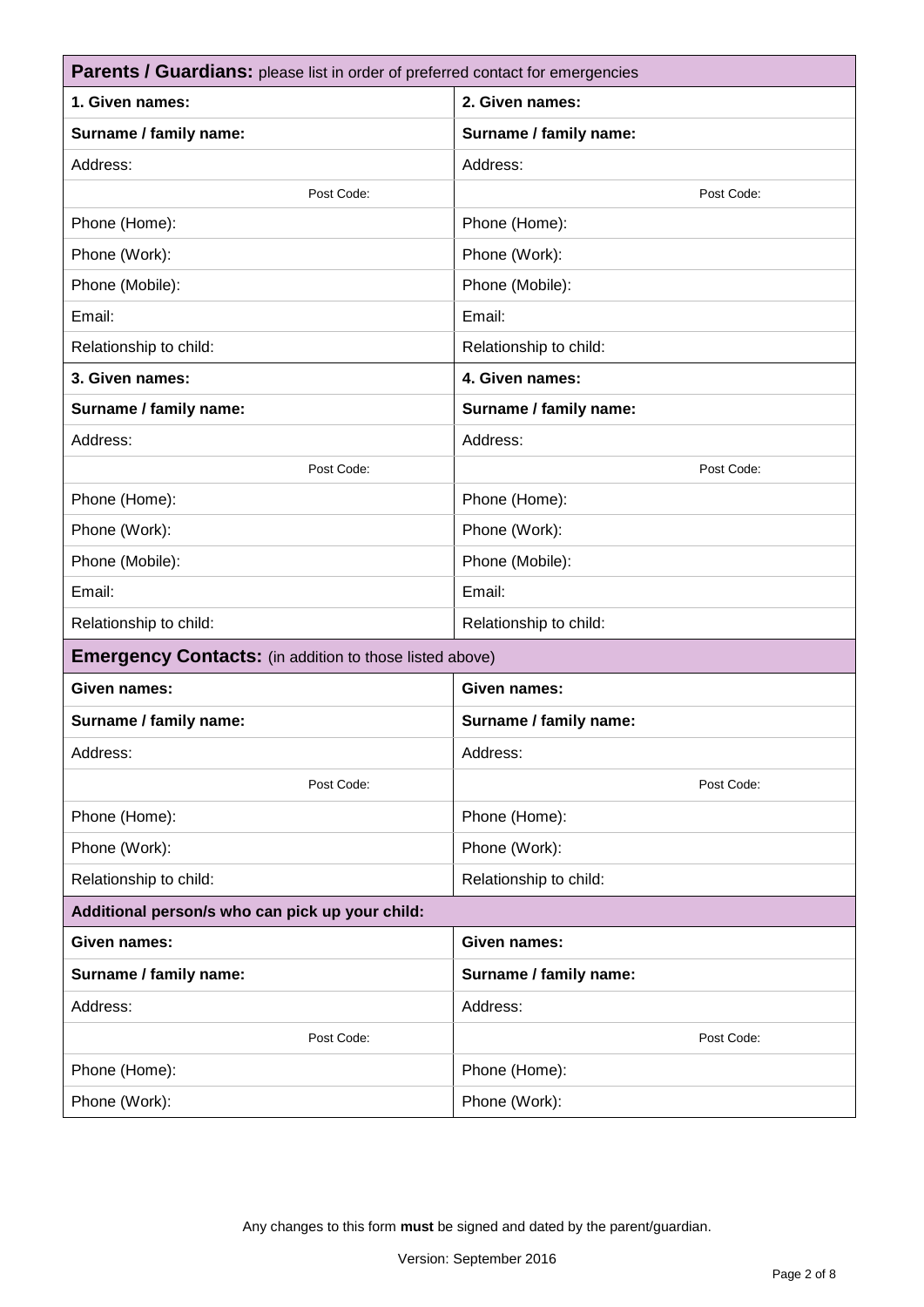| **Parents / Guardians:** please list in order of preferred contact for emergencies | |
|---|---|
| **1. Given names:** | **2. Given names:** |
| **Surname / family name:** | **Surname / family name:** |
| Address: | Address: |
| Post Code: | Post Code: |
| Phone (Home): | Phone (Home): |
| Phone (Work): | Phone (Work): |
| Phone (Mobile): | Phone (Mobile): |
| Email: | Email: |
| Relationship to child: | Relationship to child: |
| **3. Given names:** | **4. Given names:** |
| **Surname / family name:** | **Surname / family name:** |
| Address: | Address: |
| Post Code: | Post Code: |
| Phone (Home): | Phone (Home): |
| Phone (Work): | Phone (Work): |
| Phone (Mobile): | Phone (Mobile): |
| Email: | Email: |
| Relationship to child: | Relationship to child: |

| **Emergency Contacts:** (in addition to those listed above) | |
|---|---|
| **Given names:** | **Given names:** |
| **Surname / family name:** | **Surname / family name:** |
| Address: | Address: |
| Post Code: | Post Code: |
| Phone (Home): | Phone (Home): |
| Phone (Work): | Phone (Work): |
| Relationship to child: | Relationship to child: |

| **Additional person/s who can pick up your child:** | |
|---|---|
| **Given names:** | **Given names:** |
| **Surname / family name:** | **Surname / family name:** |
| Address: | Address: |
| Post Code: | Post Code: |
| Phone (Home): | Phone (Home): |
| Phone (Work): | Phone (Work): |

Any changes to this form **must** be signed and dated by the parent/guardian.

Version: September 2016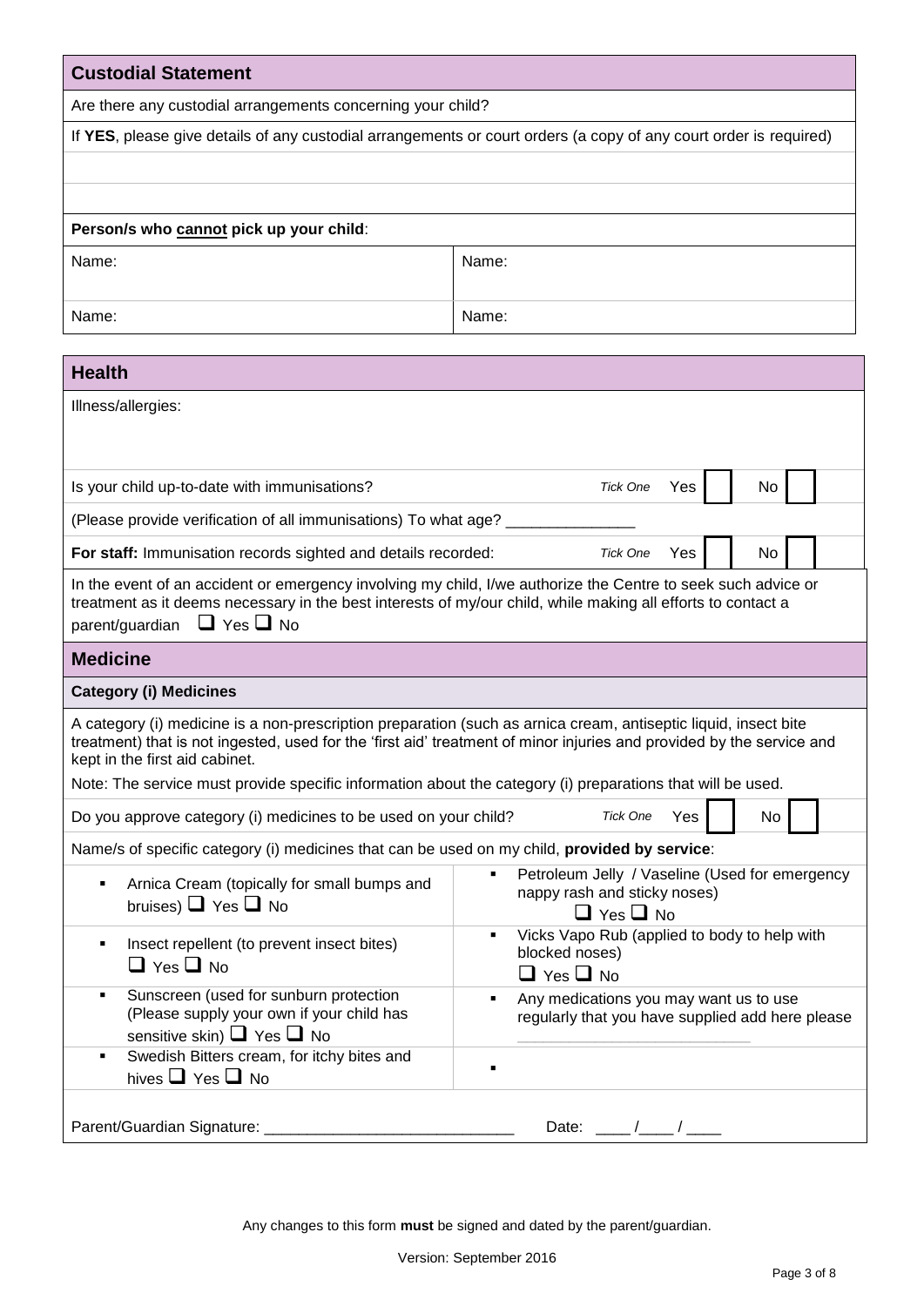## Custodial Statement

Are there any custodial arrangements concerning your child?

If **YES**, please give details of any custodial arrangements or court orders (a copy of any court order is required)

**Person/s who cannot pick up your child**:

| Name: | Name: |
| --- | --- |
| Name: | Name: |

## Health

Illness/allergies:

Is your child up-to-date with immunisations? *Tick One* Yes ☐ No ☐

(Please provide verification of all immunisations) To what age? _______________

**For staff:** Immunisation records sighted and details recorded: *Tick One* Yes ☐ No ☐

In the event of an accident or emergency involving my child, I/we authorize the Centre to seek such advice or treatment as it deems necessary in the best interests of my/our child, while making all efforts to contact a parent/guardian ☐ Yes ☐ No

## Medicine

### Category (i) Medicines

A category (i) medicine is a non-prescription preparation (such as arnica cream, antiseptic liquid, insect bite treatment) that is not ingested, used for the 'first aid' treatment of minor injuries and provided by the service and kept in the first aid cabinet.

Note: The service must provide specific information about the category (i) preparations that will be used.

Do you approve category (i) medicines to be used on your child? *Tick One* Yes ☐ No ☐

Name/s of specific category (i) medicines that can be used on my child, **provided by service**:

- Arnica Cream (topically for small bumps and bruises) ☐ Yes ☐ No
- Petroleum Jelly / Vaseline (Used for emergency nappy rash and sticky noses) ☐ Yes ☐ No
- Insect repellent (to prevent insect bites) ☐ Yes ☐ No
- Vicks Vapo Rub (applied to body to help with blocked noses) ☐ Yes ☐ No
- Sunscreen (used for sunburn protection (Please supply your own if your child has sensitive skin) ☐ Yes ☐ No
- Any medications you may want us to use regularly that you have supplied add here please ____________________________
- Swedish Bitters cream, for itchy bites and hives ☐ Yes ☐ No

Parent/Guardian Signature: ____________________________ Date: ____ /____ / ____

Any changes to this form **must** be signed and dated by the parent/guardian.

Version: September 2016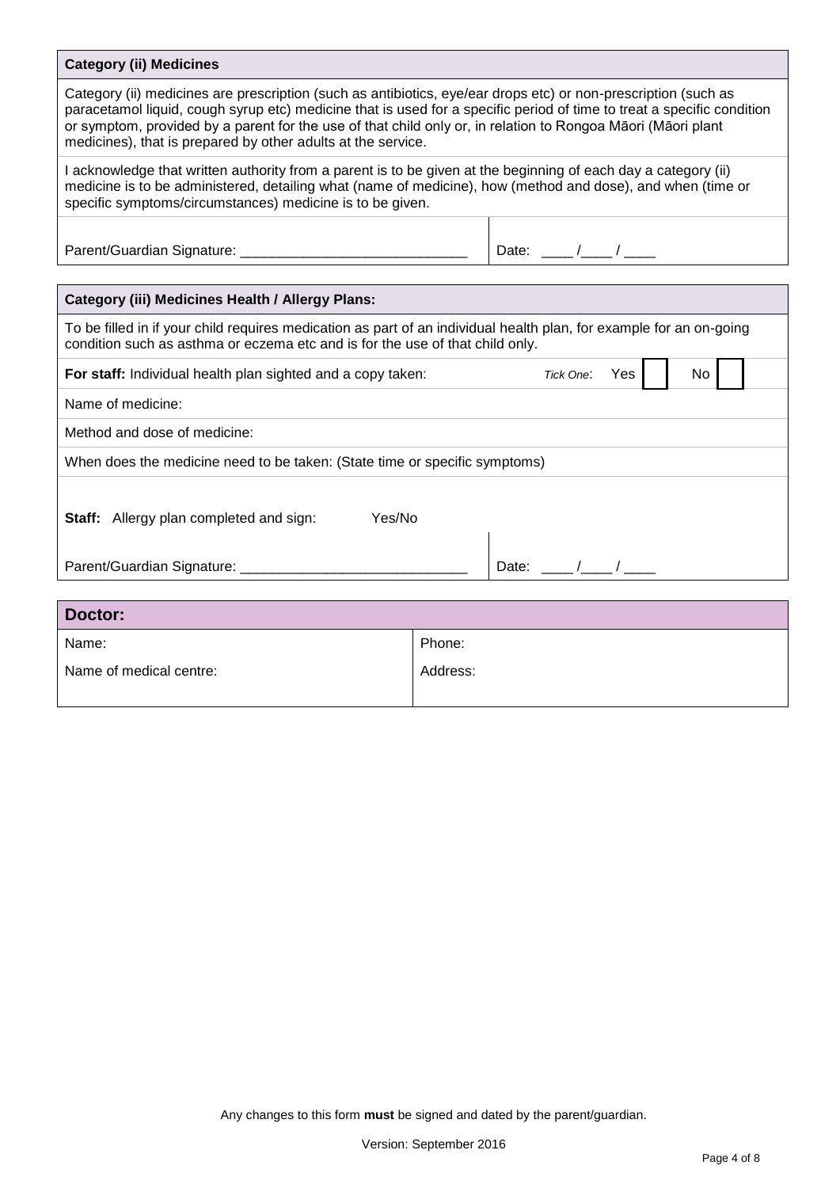### Category (ii) Medicines

Category (ii) medicines are prescription (such as antibiotics, eye/ear drops etc) or non-prescription (such as paracetamol liquid, cough syrup etc) medicine that is used for a specific period of time to treat a specific condition or symptom, provided by a parent for the use of that child only or, in relation to Rongoa Māori (Māori plant medicines), that is prepared by other adults at the service.

I acknowledge that written authority from a parent is to be given at the beginning of each day a category (ii) medicine is to be administered, detailing what (name of medicine), how (method and dose), and when (time or specific symptoms/circumstances) medicine is to be given.

| Parent/Guardian Signature: ______________________________ | Date: ____ /____ / ____ |
|---|---|

### Category (iii) Medicines Health / Allergy Plans:

To be filled in if your child requires medication as part of an individual health plan, for example for an on-going condition such as asthma or eczema etc and is for the use of that child only.

**For staff:** Individual health plan sighted and a copy taken: *Tick One*: Yes ☐ No ☐

Name of medicine:

Method and dose of medicine:

When does the medicine need to be taken: (State time or specific symptoms)

**Staff:** Allergy plan completed and sign: Yes/No

| Parent/Guardian Signature: ______________________________ | Date: ____ /____ / ____ |
|---|---|

### Doctor:

| Name: | Phone: |
|---|---|
| Name of medical centre: | Address: |

Any changes to this form **must** be signed and dated by the parent/guardian.

Version: September 2016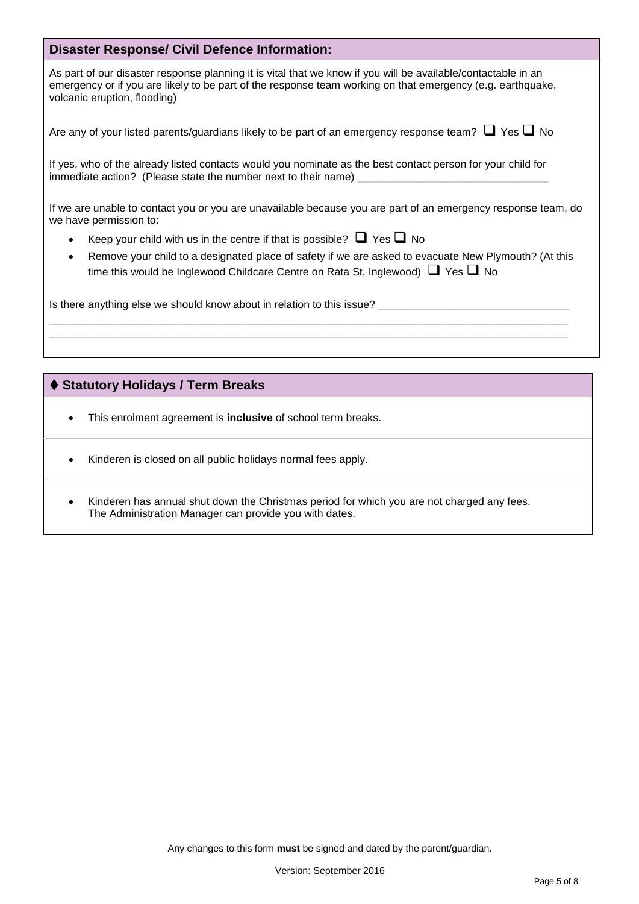## Disaster Response/ Civil Defence Information:

As part of our disaster response planning it is vital that we know if you will be available/contactable in an emergency or if you are likely to be part of the response team working on that emergency (e.g. earthquake, volcanic eruption, flooding)

Are any of your listed parents/guardians likely to be part of an emergency response team? ❑ Yes ❑ No

If yes, who of the already listed contacts would you nominate as the best contact person for your child for immediate action? (Please state the number next to their name) ________________________________

If we are unable to contact you or you are unavailable because you are part of an emergency response team, do we have permission to:

- Keep your child with us in the centre if that is possible? ❑ Yes ❑ No
- Remove your child to a designated place of safety if we are asked to evacuate New Plymouth? (At this time this would be Inglewood Childcare Centre on Rata St, Inglewood) ❑ Yes ❑ No

Is there anything else we should know about in relation to this issue? ________________________________
________________________________________________________________________________________________
________________________________________________________________________________________________

## ♦ Statutory Holidays / Term Breaks

- This enrolment agreement is **inclusive** of school term breaks.
- Kinderen is closed on all public holidays normal fees apply.
- Kinderen has annual shut down the Christmas period for which you are not charged any fees. The Administration Manager can provide you with dates.

Any changes to this form **must** be signed and dated by the parent/guardian.

Version: September 2016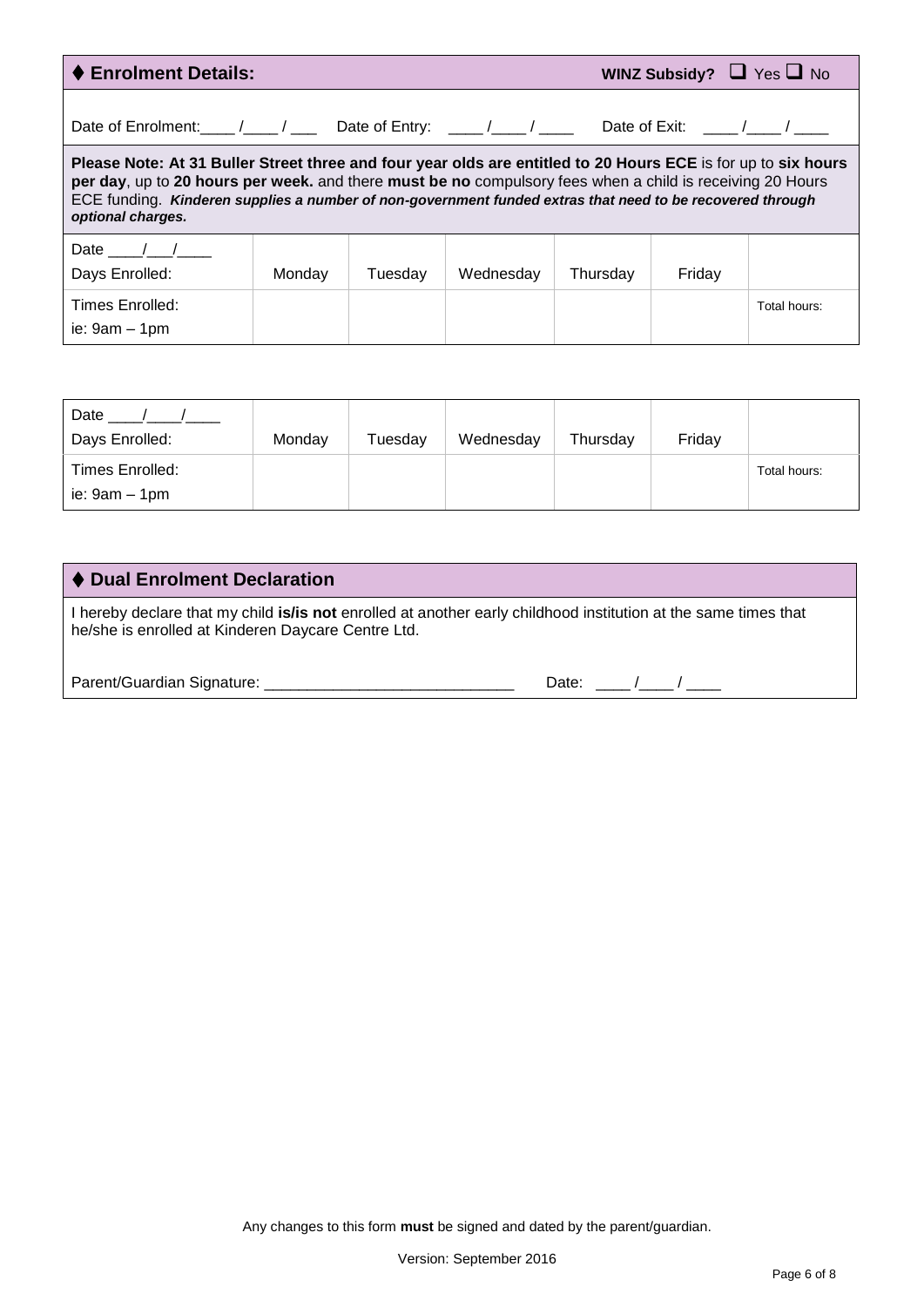## ♦ Enrolment Details:

**WINZ Subsidy?** ☐ Yes ☐ No

Date of Enrolment:____ /____ / ___ Date of Entry: ____ /____ / ____ Date of Exit: ____ /____ / ____

**Please Note: At 31 Buller Street three and four year olds are entitled to 20 Hours ECE** is for up to **six hours per day**, up to **20 hours per week.** and there **must be no** compulsory fees when a child is receiving 20 Hours ECE funding. ***Kinderen supplies a number of non-government funded extras that need to be recovered through optional charges.***

| Date ____/___/____ Days Enrolled: | Monday | Tuesday | Wednesday | Thursday | Friday | |
|---|---|---|---|---|---|---|
| Times Enrolled: ie: 9am – 1pm | | | | | | Total hours: |

| Date ____/____/____ Days Enrolled: | Monday | Tuesday | Wednesday | Thursday | Friday | |
|---|---|---|---|---|---|---|
| Times Enrolled: ie: 9am – 1pm | | | | | | Total hours: |

## ♦ Dual Enrolment Declaration

I hereby declare that my child **is/is not** enrolled at another early childhood institution at the same times that he/she is enrolled at Kinderen Daycare Centre Ltd.

Parent/Guardian Signature: _____________________________ Date: ____ /____ / ____

Any changes to this form **must** be signed and dated by the parent/guardian.

Version: September 2016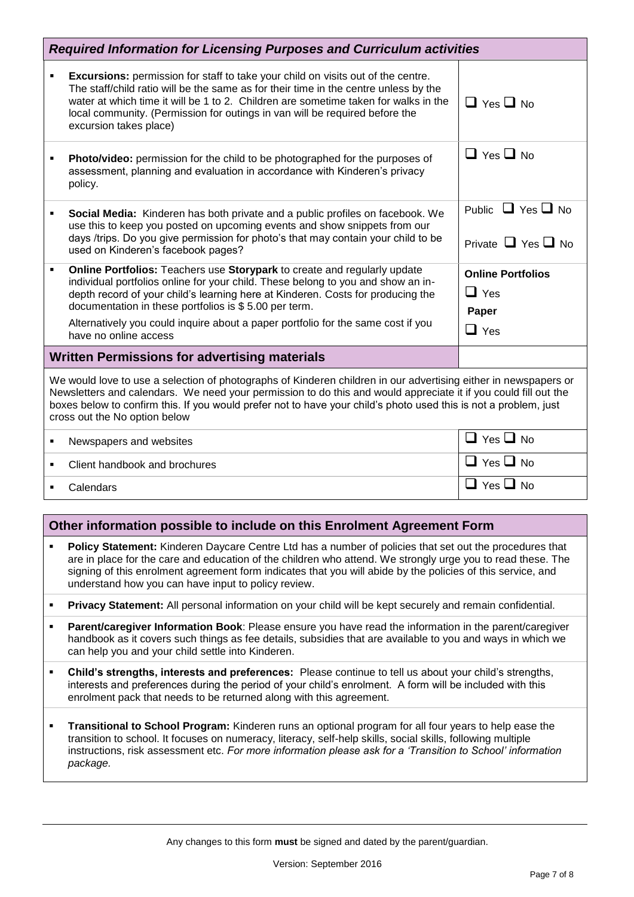## *Required Information for Licensing Purposes and Curriculum activities*

| | |
|---|---|
| ▪ **Excursions:** permission for staff to take your child on visits out of the centre. The staff/child ratio will be the same as for their time in the centre unless by the water at which time it will be 1 to 2. Children are sometime taken for walks in the local community. (Permission for outings in van will be required before the excursion takes place) | ❑ Yes ❑ No |
| ▪ **Photo/video:** permission for the child to be photographed for the purposes of assessment, planning and evaluation in accordance with Kinderen's privacy policy. | ❑ Yes ❑ No |
| ▪ **Social Media:** Kinderen has both private and a public profiles on facebook. We use this to keep you posted on upcoming events and show snippets from our days /trips. Do you give permission for photo's that may contain your child to be used on Kinderen's facebook pages? | Public ❑ Yes ❑ No<br>Private ❑ Yes ❑ No |
| ▪ **Online Portfolios:** Teachers use **Storypark** to create and regularly update individual portfolios online for your child. These belong to you and show an in-depth record of your child's learning here at Kinderen. Costs for producing the documentation in these portfolios is $ 5.00 per term.<br>Alternatively you could inquire about a paper portfolio for the same cost if you have no online access | **Online Portfolios**<br>❑ Yes<br>**Paper**<br>❑ Yes |

## Written Permissions for advertising materials

We would love to use a selection of photographs of Kinderen children in our advertising either in newspapers or Newsletters and calendars. We need your permission to do this and would appreciate it if you could fill out the boxes below to confirm this. If you would prefer not to have your child's photo used this is not a problem, just cross out the No option below

| | |
|---|---|
| ▪ Newspapers and websites | ❑ Yes ❑ No |
| ▪ Client handbook and brochures | ❑ Yes ❑ No |
| ▪ Calendars | ❑ Yes ❑ No |

## Other information possible to include on this Enrolment Agreement Form

- **Policy Statement:** Kinderen Daycare Centre Ltd has a number of policies that set out the procedures that are in place for the care and education of the children who attend. We strongly urge you to read these. The signing of this enrolment agreement form indicates that you will abide by the policies of this service, and understand how you can have input to policy review.
- **Privacy Statement:** All personal information on your child will be kept securely and remain confidential.
- **Parent/caregiver Information Book**: Please ensure you have read the information in the parent/caregiver handbook as it covers such things as fee details, subsidies that are available to you and ways in which we can help you and your child settle into Kinderen.
- **Child's strengths, interests and preferences:** Please continue to tell us about your child's strengths, interests and preferences during the period of your child's enrolment. A form will be included with this enrolment pack that needs to be returned along with this agreement.
- **Transitional to School Program:** Kinderen runs an optional program for all four years to help ease the transition to school. It focuses on numeracy, literacy, self-help skills, social skills, following multiple instructions, risk assessment etc. *For more information please ask for a 'Transition to School' information package.*

Any changes to this form **must** be signed and dated by the parent/guardian.

Version: September 2016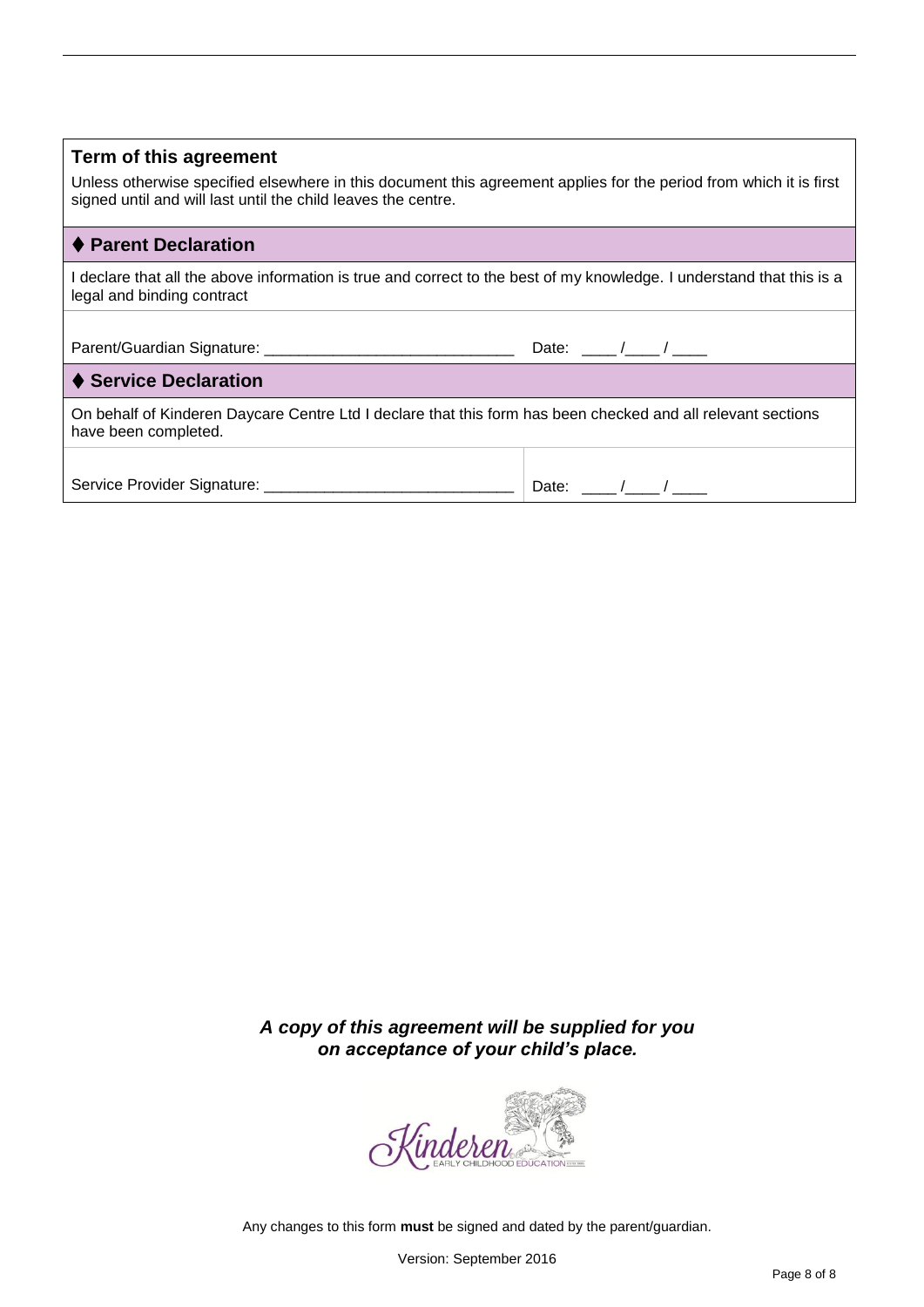## Term of this agreement

Unless otherwise specified elsewhere in this document this agreement applies for the period from which it is first signed until and will last until the child leaves the centre.

## ♦ Parent Declaration

I declare that all the above information is true and correct to the best of my knowledge. I understand that this is a legal and binding contract

Parent/Guardian Signature: ______________________________ Date: ____ /____ / ____

## ♦ Service Declaration

On behalf of Kinderen Daycare Centre Ltd I declare that this form has been checked and all relevant sections have been completed.

Service Provider Signature: ______________________________ Date: ____ /____ / ____

***A copy of this agreement will be supplied for you on acceptance of your child's place.***

Kinderen EARLY CHILDHOOD EDUCATION

Any changes to this form **must** be signed and dated by the parent/guardian.

Version: September 2016